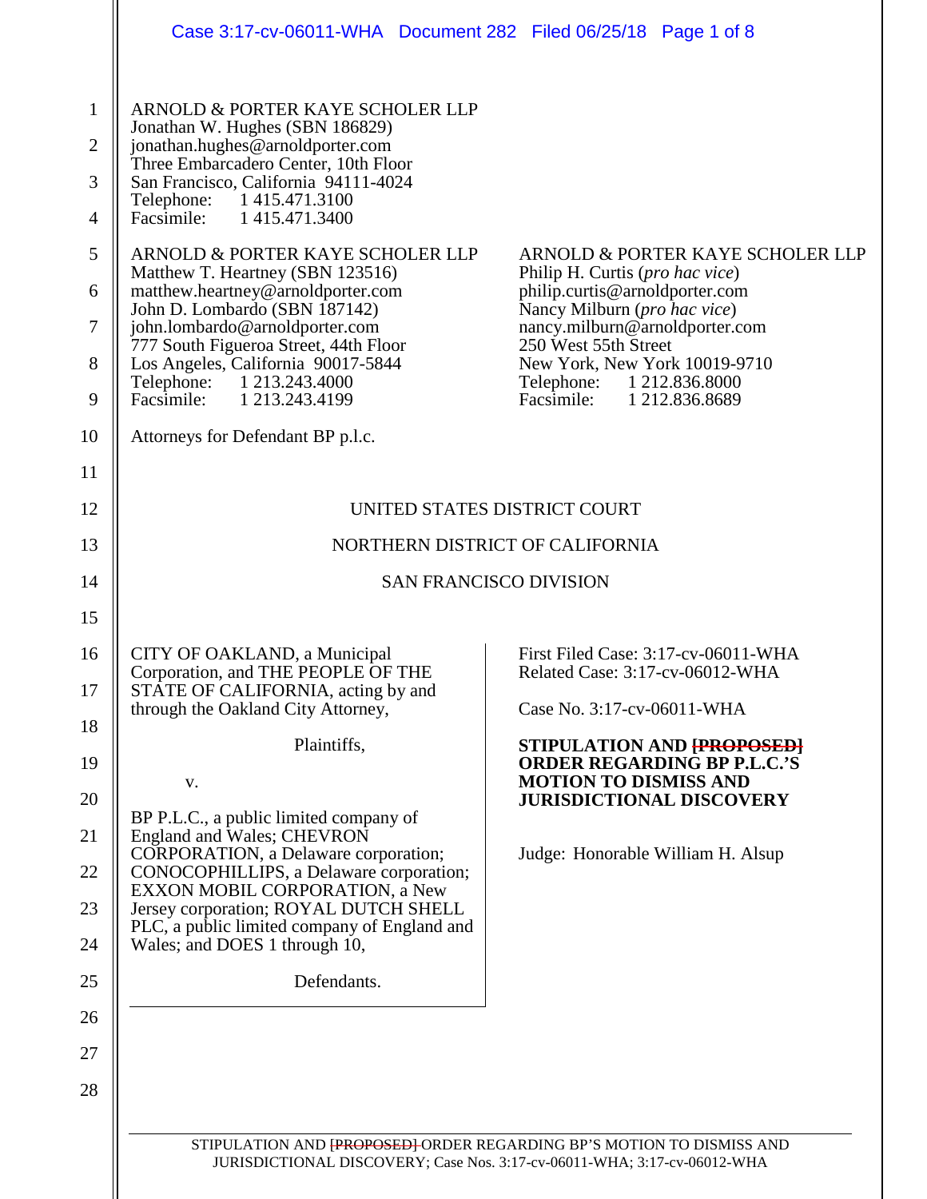ARNOLD & PORTER KAYE SCHOLER LLP
Jonathan W. Hughes (SBN 186829)
jonathan.hughes@arnoldporter.com
Three Embarcadero Center, 10th Floor
San Francisco, California 94111-4024
Telephone: 1 415.471.3100
Facsimile: 1 415.471.3400

ARNOLD & PORTER KAYE SCHOLER LLP
Matthew T. Heartney (SBN 123516)
matthew.heartney@arnoldporter.com
John D. Lombardo (SBN 187142)
john.lombardo@arnoldporter.com
777 South Figueroa Street, 44th Floor
Los Angeles, California 90017-5844
Telephone: 1 213.243.4000
Facsimile: 1 213.243.4199

ARNOLD & PORTER KAYE SCHOLER LLP
Philip H. Curtis (*pro hac vice*)
philip.curtis@arnoldporter.com
Nancy Milburn (*pro hac vice*)
nancy.milburn@arnoldporter.com
250 West 55th Street
New York, New York 10019-9710
Telephone: 1 212.836.8000
Facsimile: 1 212.836.8689

Attorneys for Defendant BP p.l.c.

UNITED STATES DISTRICT COURT

NORTHERN DISTRICT OF CALIFORNIA

SAN FRANCISCO DIVISION

CITY OF OAKLAND, a Municipal Corporation, and THE PEOPLE OF THE STATE OF CALIFORNIA, acting by and through the Oakland City Attorney,

Plaintiffs,

v.

BP P.L.C., a public limited company of England and Wales; CHEVRON CORPORATION, a Delaware corporation; CONOCOPHILLIPS, a Delaware corporation; EXXON MOBIL CORPORATION, a New Jersey corporation; ROYAL DUTCH SHELL PLC, a public limited company of England and Wales; and DOES 1 through 10,

Defendants.

First Filed Case: 3:17-cv-06011-WHA
Related Case: 3:17-cv-06012-WHA

Case No. 3:17-cv-06011-WHA

**STIPULATION AND ~~[PROPOSED]~~ ORDER REGARDING BP P.L.C.'S MOTION TO DISMISS AND JURISDICTIONAL DISCOVERY**

Judge: Honorable William H. Alsup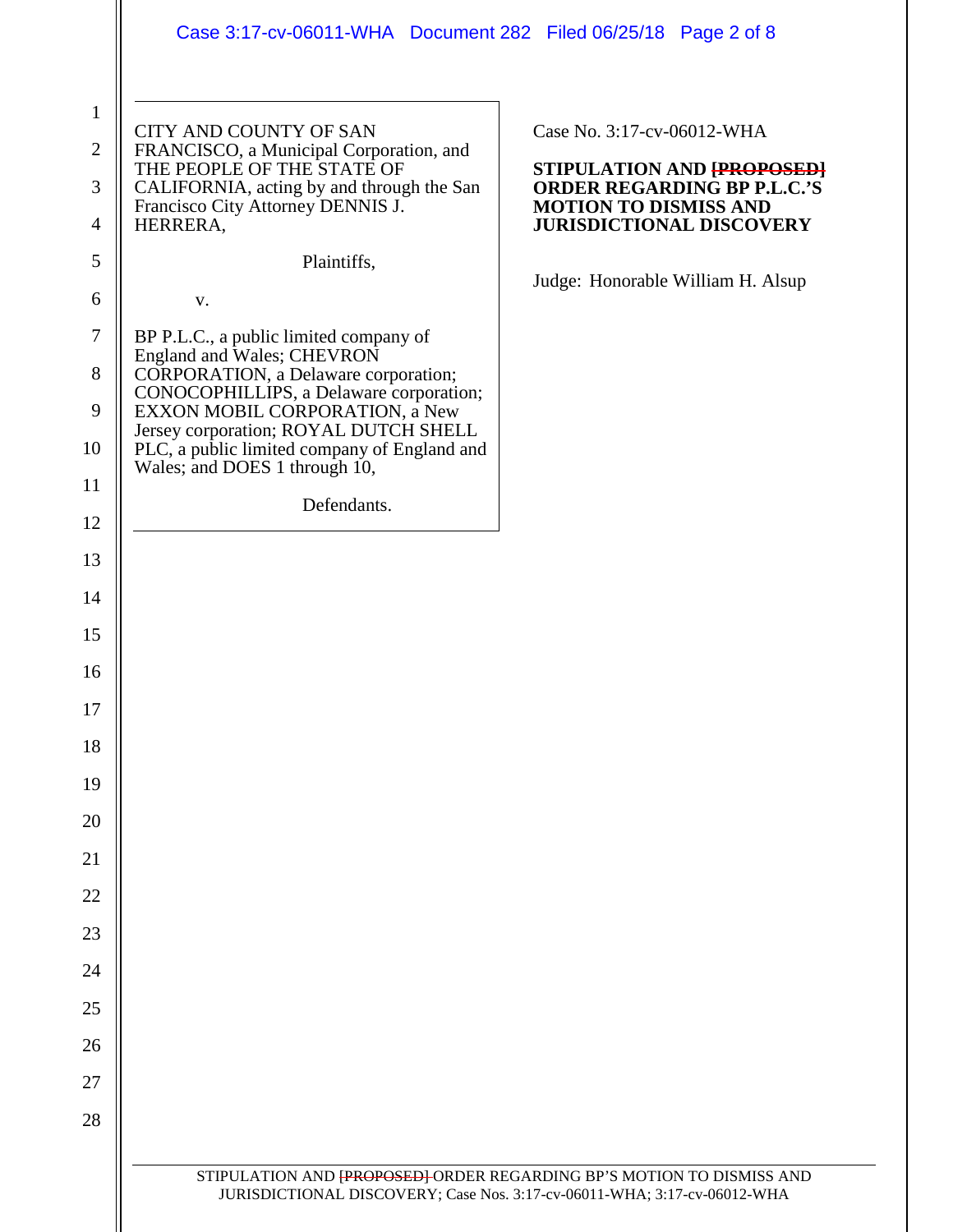CITY AND COUNTY OF SAN FRANCISCO, a Municipal Corporation, and THE PEOPLE OF THE STATE OF CALIFORNIA, acting by and through the San Francisco City Attorney DENNIS J. HERRERA,

Plaintiffs,

v.

BP P.L.C., a public limited company of England and Wales; CHEVRON CORPORATION, a Delaware corporation; CONOCOPHILLIPS, a Delaware corporation; EXXON MOBIL CORPORATION, a New Jersey corporation; ROYAL DUTCH SHELL PLC, a public limited company of England and Wales; and DOES 1 through 10,

Defendants.

Case No. 3:17-cv-06012-WHA

**STIPULATION AND ~~[PROPOSED]~~ ORDER REGARDING BP P.L.C.'S MOTION TO DISMISS AND JURISDICTIONAL DISCOVERY**

Judge: Honorable William H. Alsup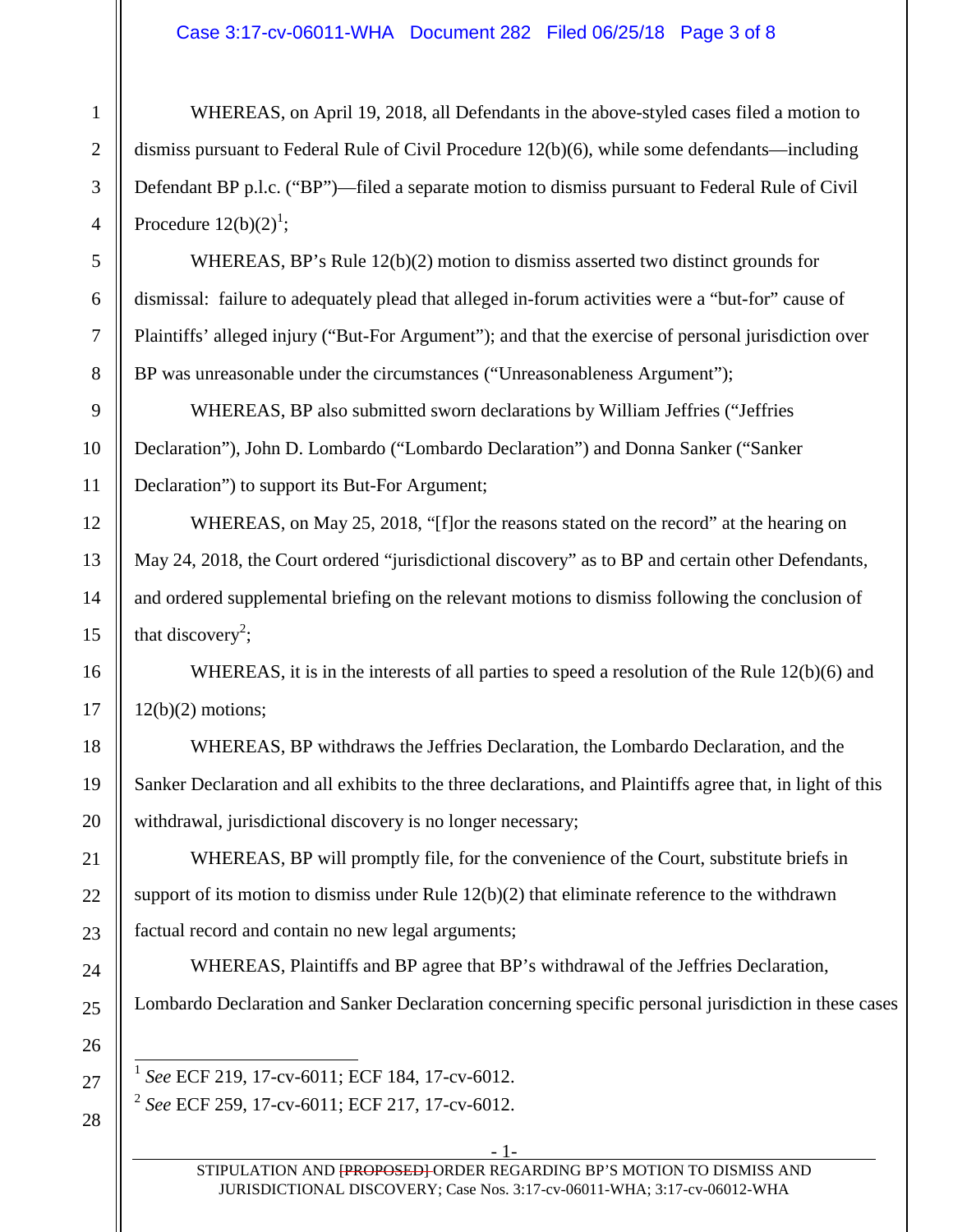WHEREAS, on April 19, 2018, all Defendants in the above-styled cases filed a motion to dismiss pursuant to Federal Rule of Civil Procedure 12(b)(6), while some defendants—including Defendant BP p.l.c. ("BP")—filed a separate motion to dismiss pursuant to Federal Rule of Civil Procedure 12(b)(2)[1];

WHEREAS, BP's Rule 12(b)(2) motion to dismiss asserted two distinct grounds for dismissal: failure to adequately plead that alleged in-forum activities were a "but-for" cause of Plaintiffs' alleged injury ("But-For Argument"); and that the exercise of personal jurisdiction over BP was unreasonable under the circumstances ("Unreasonableness Argument");

WHEREAS, BP also submitted sworn declarations by William Jeffries ("Jeffries Declaration"), John D. Lombardo ("Lombardo Declaration") and Donna Sanker ("Sanker Declaration") to support its But-For Argument;

WHEREAS, on May 25, 2018, "[f]or the reasons stated on the record" at the hearing on May 24, 2018, the Court ordered "jurisdictional discovery" as to BP and certain other Defendants, and ordered supplemental briefing on the relevant motions to dismiss following the conclusion of that discovery[2];

WHEREAS, it is in the interests of all parties to speed a resolution of the Rule 12(b)(6) and 12(b)(2) motions;

WHEREAS, BP withdraws the Jeffries Declaration, the Lombardo Declaration, and the Sanker Declaration and all exhibits to the three declarations, and Plaintiffs agree that, in light of this withdrawal, jurisdictional discovery is no longer necessary;

WHEREAS, BP will promptly file, for the convenience of the Court, substitute briefs in support of its motion to dismiss under Rule 12(b)(2) that eliminate reference to the withdrawn factual record and contain no new legal arguments;

WHEREAS, Plaintiffs and BP agree that BP's withdrawal of the Jeffries Declaration, Lombardo Declaration and Sanker Declaration concerning specific personal jurisdiction in these cases

---

[1] *See* ECF 219, 17-cv-6011; ECF 184, 17-cv-6012.

[2] *See* ECF 259, 17-cv-6011; ECF 217, 17-cv-6012.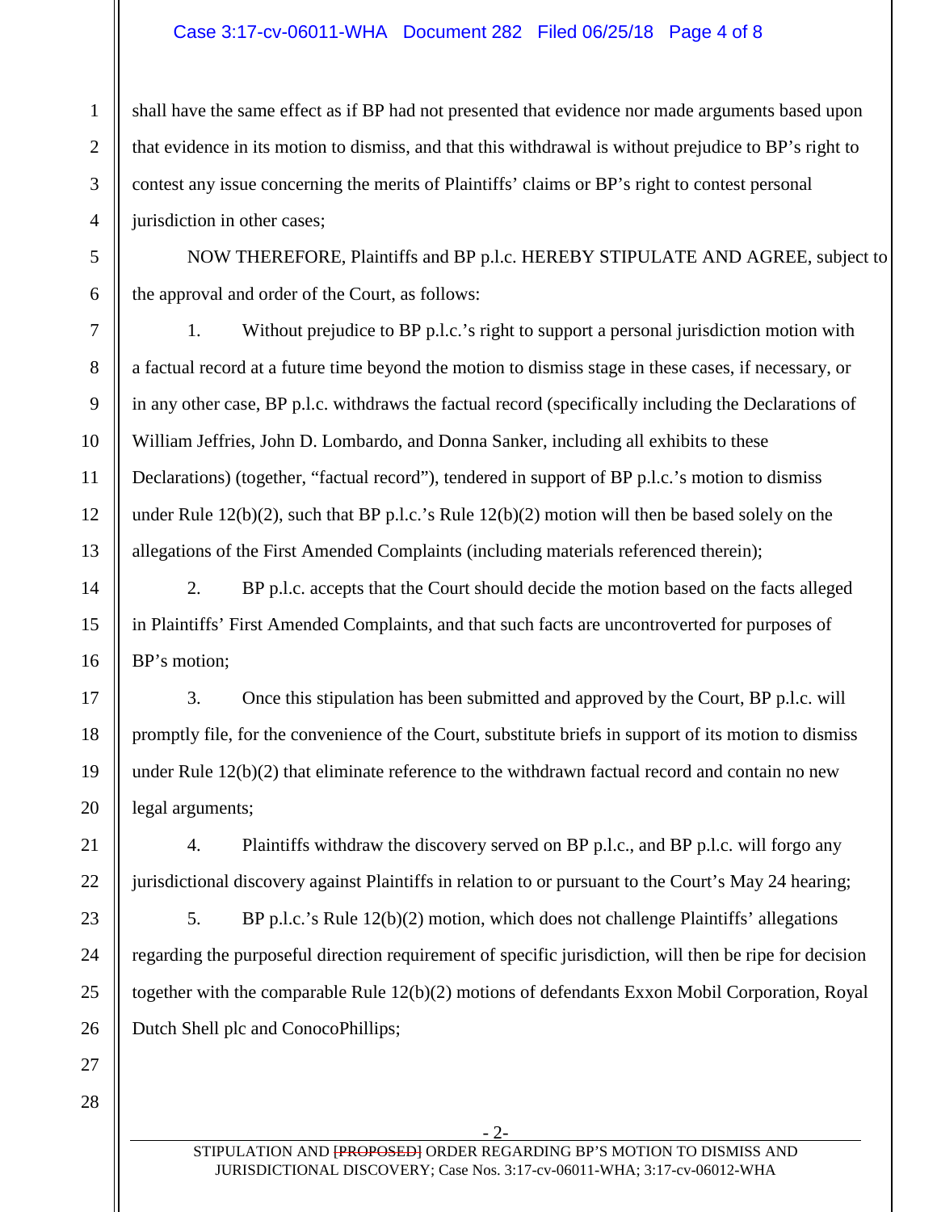shall have the same effect as if BP had not presented that evidence nor made arguments based upon that evidence in its motion to dismiss, and that this withdrawal is without prejudice to BP's right to contest any issue concerning the merits of Plaintiffs' claims or BP's right to contest personal jurisdiction in other cases;

NOW THEREFORE, Plaintiffs and BP p.l.c. HEREBY STIPULATE AND AGREE, subject to the approval and order of the Court, as follows:

1. Without prejudice to BP p.l.c.'s right to support a personal jurisdiction motion with a factual record at a future time beyond the motion to dismiss stage in these cases, if necessary, or in any other case, BP p.l.c. withdraws the factual record (specifically including the Declarations of William Jeffries, John D. Lombardo, and Donna Sanker, including all exhibits to these Declarations) (together, "factual record"), tendered in support of BP p.l.c.'s motion to dismiss under Rule 12(b)(2), such that BP p.l.c.'s Rule 12(b)(2) motion will then be based solely on the allegations of the First Amended Complaints (including materials referenced therein);

2. BP p.l.c. accepts that the Court should decide the motion based on the facts alleged in Plaintiffs' First Amended Complaints, and that such facts are uncontroverted for purposes of BP's motion;

3. Once this stipulation has been submitted and approved by the Court, BP p.l.c. will promptly file, for the convenience of the Court, substitute briefs in support of its motion to dismiss under Rule 12(b)(2) that eliminate reference to the withdrawn factual record and contain no new legal arguments;

4. Plaintiffs withdraw the discovery served on BP p.l.c., and BP p.l.c. will forgo any jurisdictional discovery against Plaintiffs in relation to or pursuant to the Court's May 24 hearing;

5. BP p.l.c.'s Rule 12(b)(2) motion, which does not challenge Plaintiffs' allegations regarding the purposeful direction requirement of specific jurisdiction, will then be ripe for decision together with the comparable Rule 12(b)(2) motions of defendants Exxon Mobil Corporation, Royal Dutch Shell plc and ConocoPhillips;

STIPULATION AND ~~[PROPOSED]~~ ORDER REGARDING BP'S MOTION TO DISMISS AND JURISDICTIONAL DISCOVERY; Case Nos. 3:17-cv-06011-WHA; 3:17-cv-06012-WHA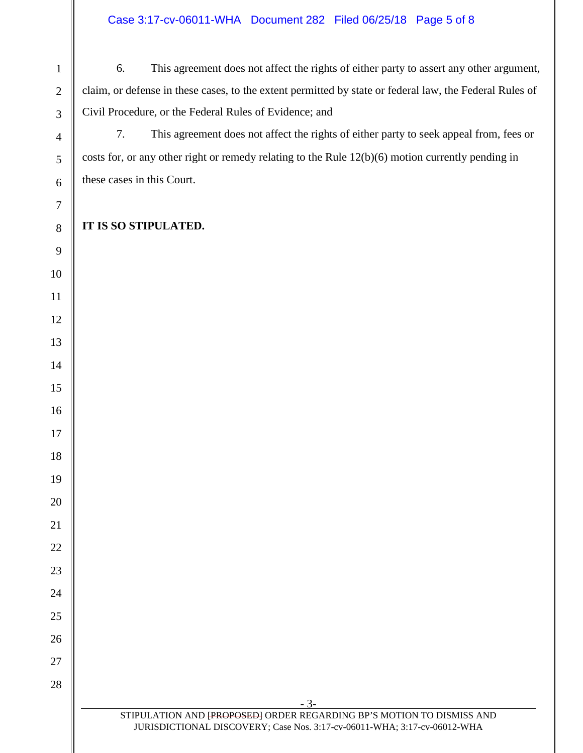6. This agreement does not affect the rights of either party to assert any other argument, claim, or defense in these cases, to the extent permitted by state or federal law, the Federal Rules of Civil Procedure, or the Federal Rules of Evidence; and

7. This agreement does not affect the rights of either party to seek appeal from, fees or costs for, or any other right or remedy relating to the Rule 12(b)(6) motion currently pending in these cases in this Court.

**IT IS SO STIPULATED.**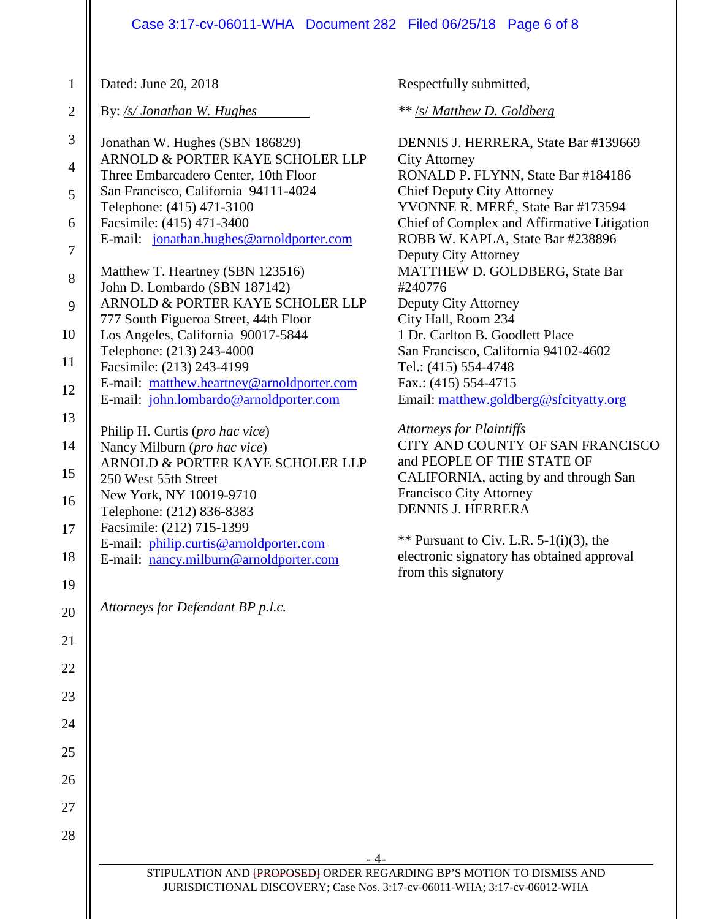Dated: June 20, 2018

By: */s/ Jonathan W. Hughes*

Jonathan W. Hughes (SBN 186829)
ARNOLD & PORTER KAYE SCHOLER LLP
Three Embarcadero Center, 10th Floor
San Francisco, California 94111-4024
Telephone: (415) 471-3100
Facsimile: (415) 471-3400
E-mail: jonathan.hughes@arnoldporter.com

Matthew T. Heartney (SBN 123516)
John D. Lombardo (SBN 187142)
ARNOLD & PORTER KAYE SCHOLER LLP
777 South Figueroa Street, 44th Floor
Los Angeles, California 90017-5844
Telephone: (213) 243-4000
Facsimile: (213) 243-4199
E-mail: matthew.heartney@arnoldporter.com
E-mail: john.lombardo@arnoldporter.com

Philip H. Curtis (*pro hac vice*)
Nancy Milburn (*pro hac vice*)
ARNOLD & PORTER KAYE SCHOLER LLP
250 West 55th Street
New York, NY 10019-9710
Telephone: (212) 836-8383
Facsimile: (212) 715-1399
E-mail: philip.curtis@arnoldporter.com
E-mail: nancy.milburn@arnoldporter.com

*Attorneys for Defendant BP p.l.c.*

Respectfully submitted,

** /s/ *Matthew D. Goldberg*

DENNIS J. HERRERA, State Bar #139669
City Attorney
RONALD P. FLYNN, State Bar #184186
Chief Deputy City Attorney
YVONNE R. MERÉ, State Bar #173594
Chief of Complex and Affirmative Litigation
ROBB W. KAPLA, State Bar #238896
Deputy City Attorney
MATTHEW D. GOLDBERG, State Bar #240776
Deputy City Attorney
City Hall, Room 234
1 Dr. Carlton B. Goodlett Place
San Francisco, California 94102-4602
Tel.: (415) 554-4748
Fax.: (415) 554-4715
Email: matthew.goldberg@sfcityatty.org

*Attorneys for Plaintiffs*
CITY AND COUNTY OF SAN FRANCISCO and PEOPLE OF THE STATE OF CALIFORNIA, acting by and through San Francisco City Attorney DENNIS J. HERRERA

** Pursuant to Civ. L.R. 5-1(i)(3), the electronic signatory has obtained approval from this signatory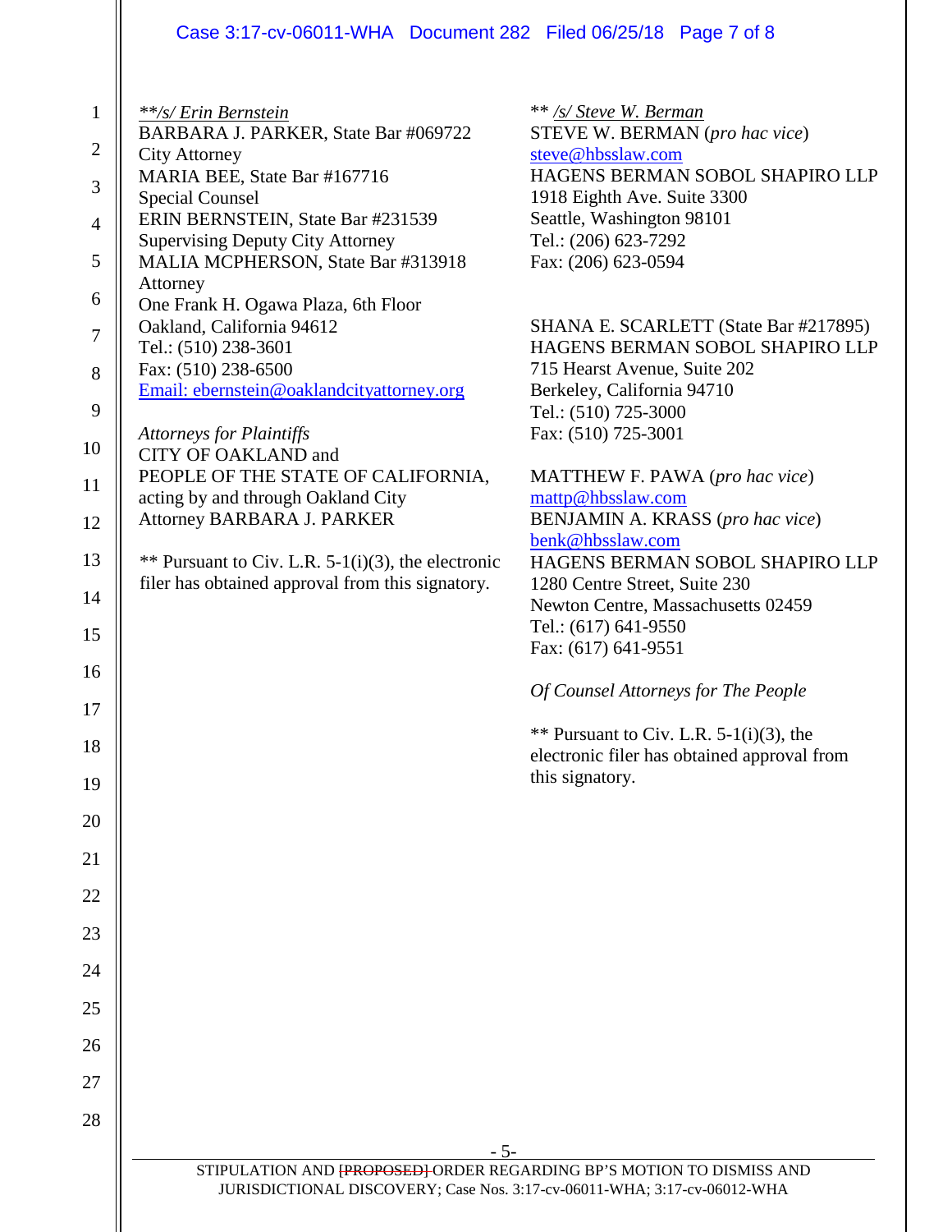*\*\*/s/ Erin Bernstein*
BARBARA J. PARKER, State Bar #069722
City Attorney
MARIA BEE, State Bar #167716
Special Counsel
ERIN BERNSTEIN, State Bar #231539
Supervising Deputy City Attorney
MALIA MCPHERSON, State Bar #313918
Attorney
One Frank H. Ogawa Plaza, 6th Floor
Oakland, California 94612
Tel.: (510) 238-3601
Fax: (510) 238-6500
Email: ebernstein@oaklandcityattorney.org

*Attorneys for Plaintiffs*
CITY OF OAKLAND and
PEOPLE OF THE STATE OF CALIFORNIA,
acting by and through Oakland City
Attorney BARBARA J. PARKER

** Pursuant to Civ. L.R. 5-1(i)(3), the electronic filer has obtained approval from this signatory.

** */s/ Steve W. Berman*
STEVE W. BERMAN (*pro hac vice*)
steve@hbsslaw.com
HAGENS BERMAN SOBOL SHAPIRO LLP
1918 Eighth Ave. Suite 3300
Seattle, Washington 98101
Tel.: (206) 623-7292
Fax: (206) 623-0594

SHANA E. SCARLETT (State Bar #217895)
HAGENS BERMAN SOBOL SHAPIRO LLP
715 Hearst Avenue, Suite 202
Berkeley, California 94710
Tel.: (510) 725-3000
Fax: (510) 725-3001

MATTHEW F. PAWA (*pro hac vice*)
mattp@hbsslaw.com
BENJAMIN A. KRASS (*pro hac vice*)
benk@hbsslaw.com
HAGENS BERMAN SOBOL SHAPIRO LLP
1280 Centre Street, Suite 230
Newton Centre, Massachusetts 02459
Tel.: (617) 641-9550
Fax: (617) 641-9551

*Of Counsel Attorneys for The People*

** Pursuant to Civ. L.R. 5-1(i)(3), the electronic filer has obtained approval from this signatory.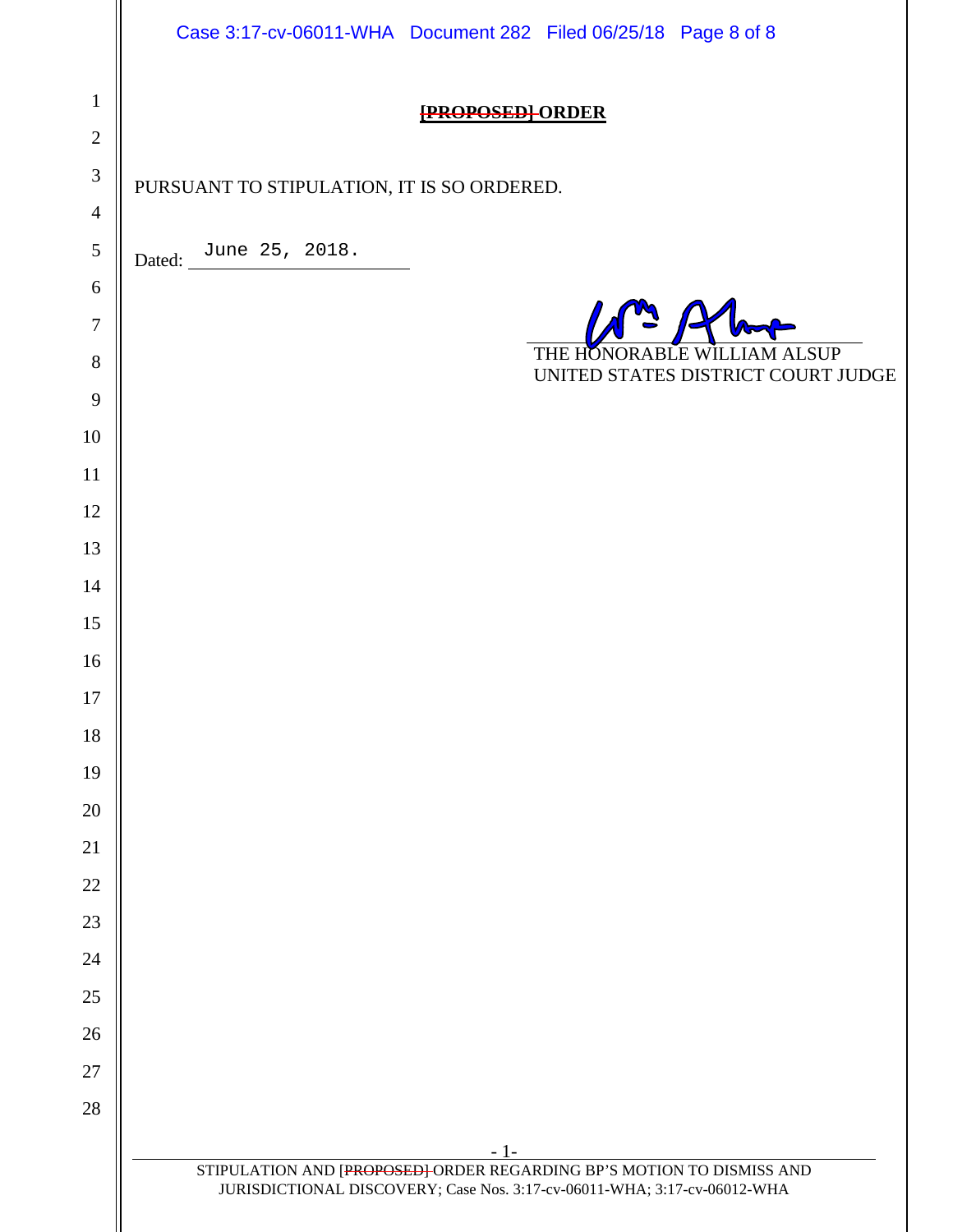**~~[PROPOSED]~~ ORDER**

PURSUANT TO STIPULATION, IT IS SO ORDERED.

Dated: June 25, 2018.

THE HONORABLE WILLIAM ALSUP
UNITED STATES DISTRICT COURT JUDGE